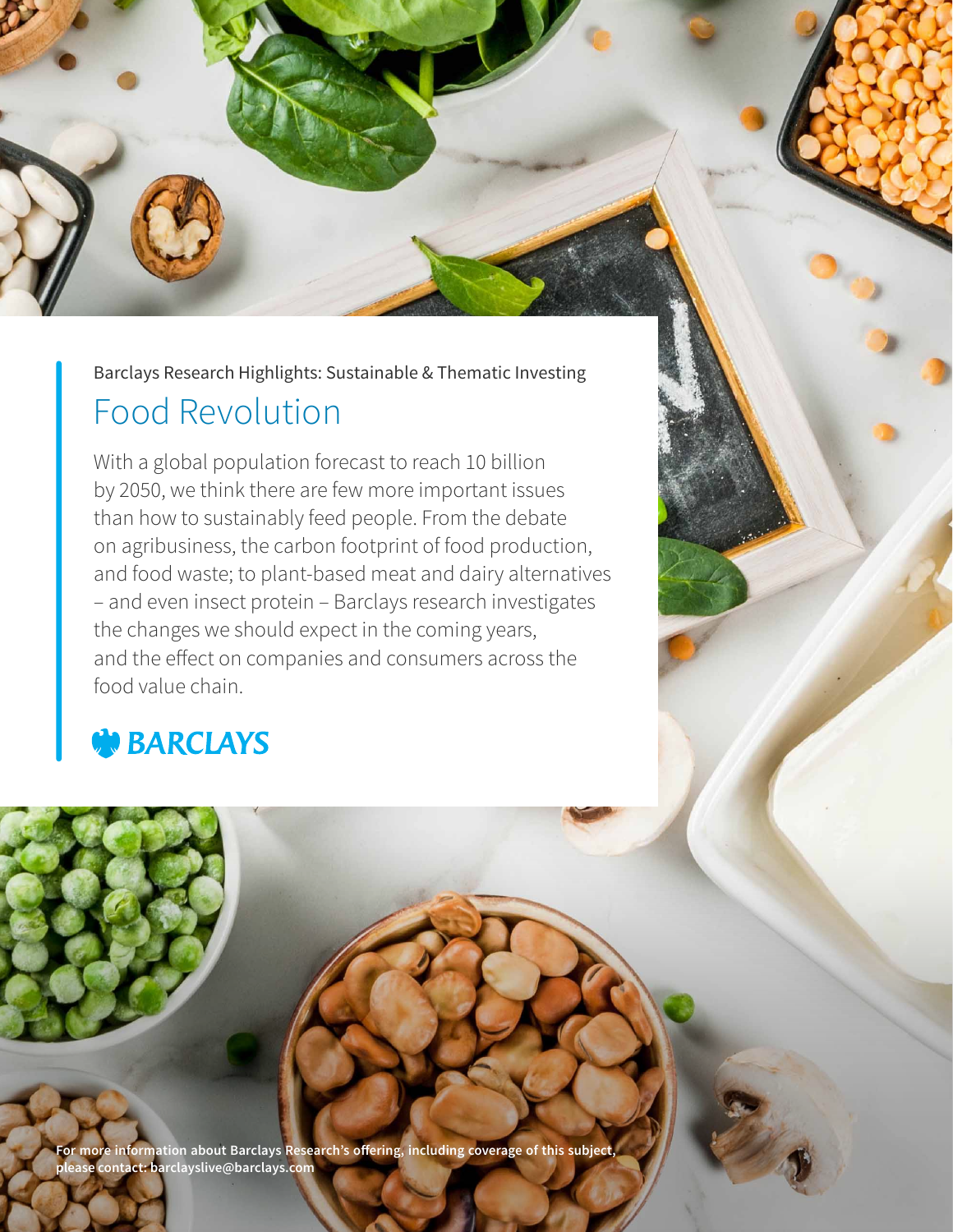Barclays Research Highlights: Sustainable & Thematic Investing

# Food Revolution

With a global population forecast to reach 10 billion by 2050, we think there are few more important issues than how to sustainably feed people. From the debate on agribusiness, the carbon footprint of food production, and food waste; to plant-based meat and dairy alternatives – and even insect protein – Barclays research investigates the changes we should expect in the coming years, and the effect on companies and consumers across the food value chain.

BARCLAYS

**For more information about Barclays Research's offering, including coverage of this subject, please contact: barclayslive@barclays.com**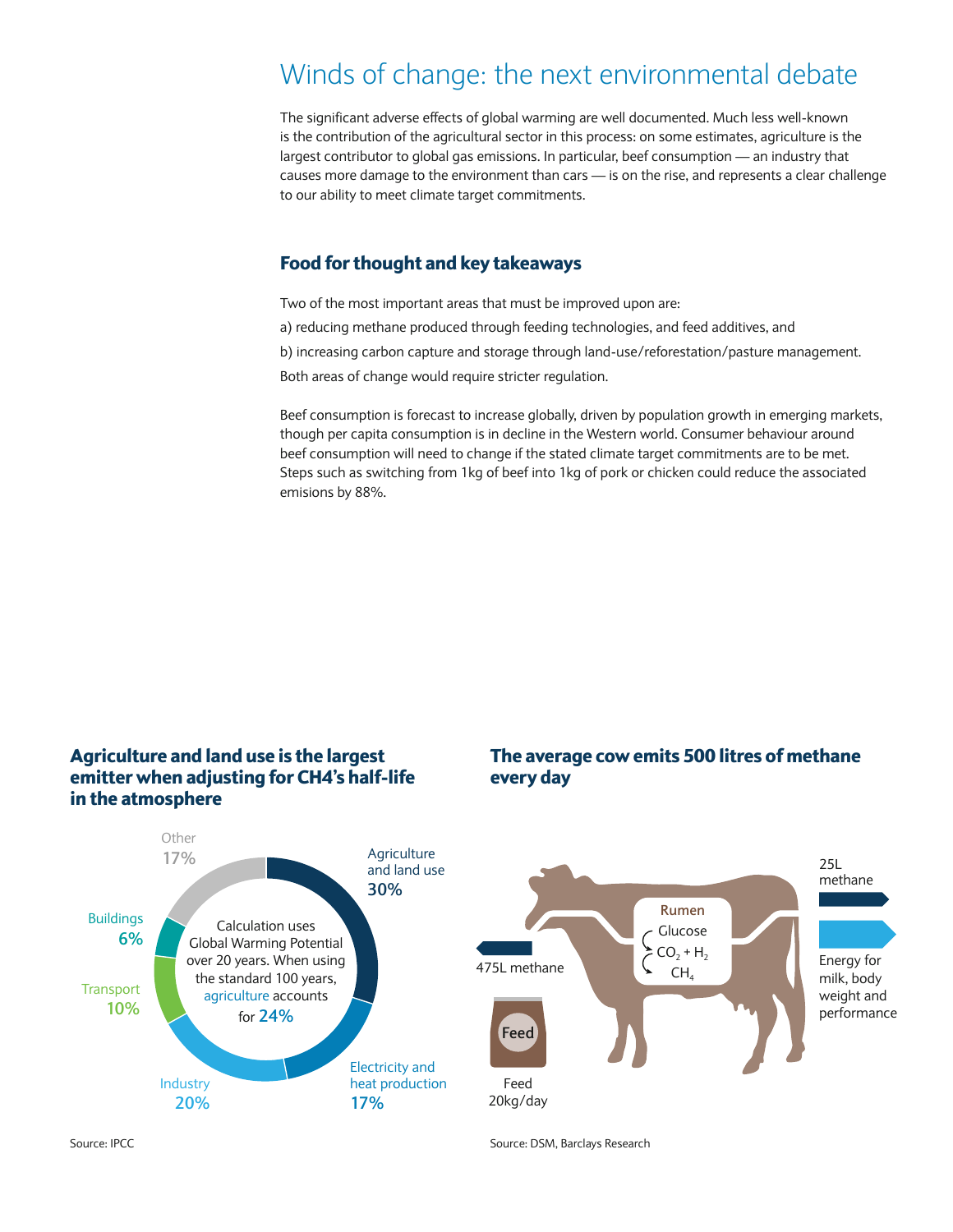# Winds of change: the next environmental debate

The significant adverse effects of global warming are well documented. Much less well-known is the contribution of the agricultural sector in this process: on some estimates, agriculture is the largest contributor to global gas emissions. In particular, beef consumption — an industry that causes more damage to the environment than cars — is on the rise, and represents a clear challenge to our ability to meet climate target commitments.

## Food for thought and key takeaways

Two of the most important areas that must be improved upon are:

a) reducing methane produced through feeding technologies, and feed additives, and

b) increasing carbon capture and storage through land-use/reforestation/pasture management.

Both areas of change would require stricter regulation.

Beef consumption is forecast to increase globally, driven by population growth in emerging markets, though per capita consumption is in decline in the Western world. Consumer behaviour around beef consumption will need to change if the stated climate target commitments are to be met. Steps such as switching from 1kg of beef into 1kg of pork or chicken could reduce the associated emisions by 88%.

### Agriculture and land use is the largest emitter when adjusting for CH4's half-life in the atmosphere

| Sector | Share |
| --- | --- |
| Agriculture and land use | 30% |
| Electricity and heat production | 17% |
| Industry | 20% |
| Transport | 10% |
| Buildings | 6% |
| Other | 17% |

Calculation uses Global Warming Potential over 20 years. When using the standard 100 years, agriculture accounts for 24%

Source: IPCC

### The average cow emits 500 litres of methane every day

- Feed 20kg/day
- Rumen: Glucose → $CO_2$ + $H_2$ → $CH_4$
- 475L methane
- 25L methane
- Energy for milk, body weight and performance

Source: DSM, Barclays Research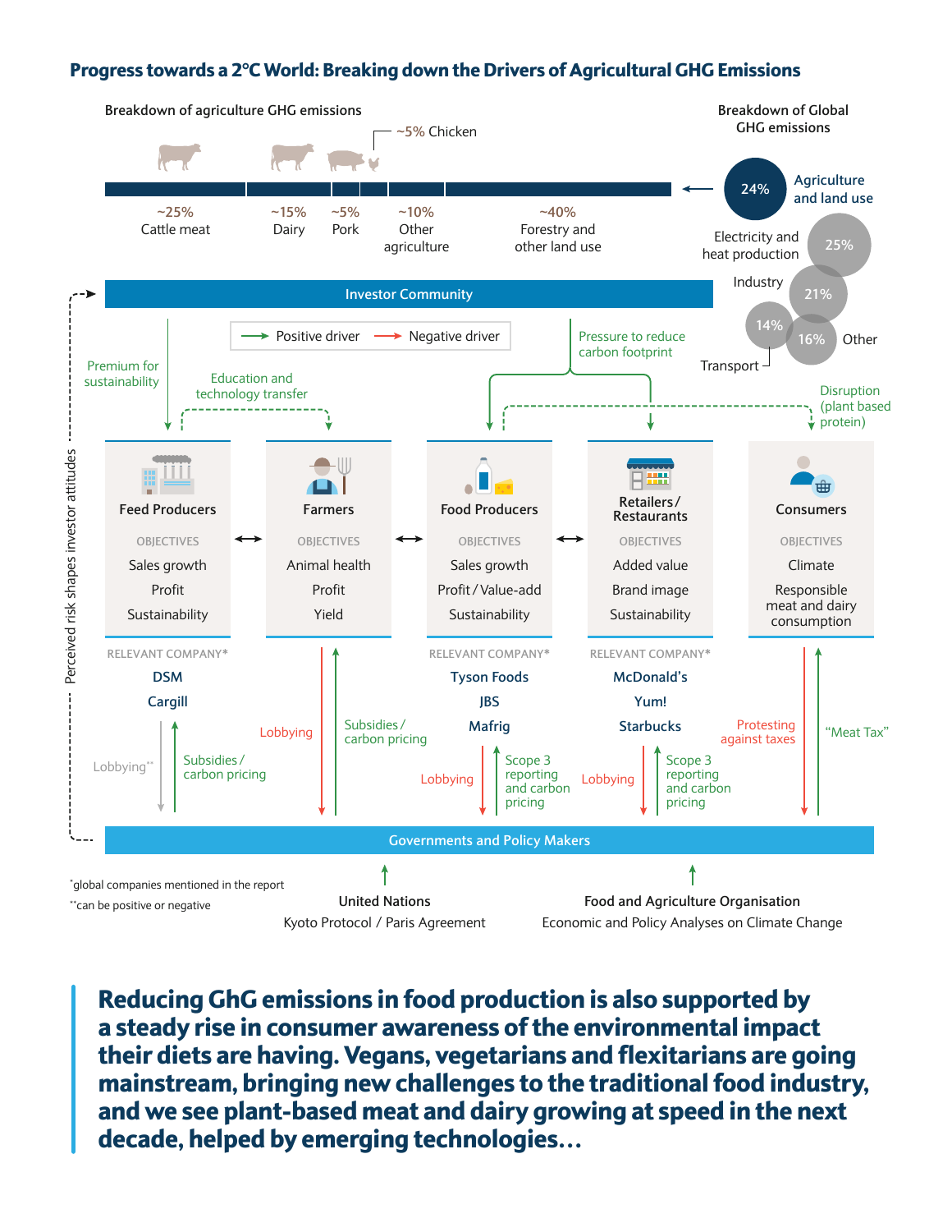## Progress towards a 2°C World: Breaking down the Drivers of Agricultural GHG Emissions

**Breakdown of agriculture GHG emissions**

| Category | Share |
|---|---|
| Cattle meat | ~25% |
| Dairy | ~15% |
| Pork | ~5% |
| Chicken | ~5% |
| Other agriculture | ~10% |
| Forestry and other land use | ~40% |

**Breakdown of Global GHG emissions**

| Category | Share |
|---|---|
| Agriculture and land use | 24% |
| Electricity and heat production | 25% |
| Industry | 21% |
| Transport | 14% |
| Other | 16% |

**Investor Community**

Positive driver / Negative driver

- Premium for sustainability
- Education and technology transfer
- Pressure to reduce carbon footprint
- Disruption (plant based protein)

| | Feed Producers | Farmers | Food Producers | Retailers / Restaurants | Consumers |
|---|---|---|---|---|---|
| OBJECTIVES | Sales growth | Animal health | Sales growth | Added value | Climate |
| | Profit | Profit | Profit / Value-add | Brand image | Responsible meat and dairy consumption |
| | Sustainability | Yield | Sustainability | Sustainability | |
| RELEVANT COMPANY* | DSM | | Tyson Foods | McDonald's | |
| | Cargill | | JBS | Yum! | |
| | | | Mafrig | Starbucks | |

- Feed Producers: Lobbying**; Subsidies / carbon pricing
- Farmers: Lobbying; Subsidies / carbon pricing
- Food Producers: Lobbying; Scope 3 reporting and carbon pricing
- Retailers / Restaurants: Lobbying; Scope 3 reporting and carbon pricing
- Consumers: Protesting against taxes; "Meat Tax"

Perceived risk shapes investor attitudes

**Governments and Policy Makers**

**United Nations**
Kyoto Protocol / Paris Agreement

**Food and Agriculture Organisation**
Economic and Policy Analyses on Climate Change

*global companies mentioned in the report
**can be positive or negative

> **Reducing GhG emissions in food production is also supported by a steady rise in consumer awareness of the environmental impact their diets are having. Vegans, vegetarians and flexitarians are going mainstream, bringing new challenges to the traditional food industry, and we see plant-based meat and dairy growing at speed in the next decade, helped by emerging technologies…**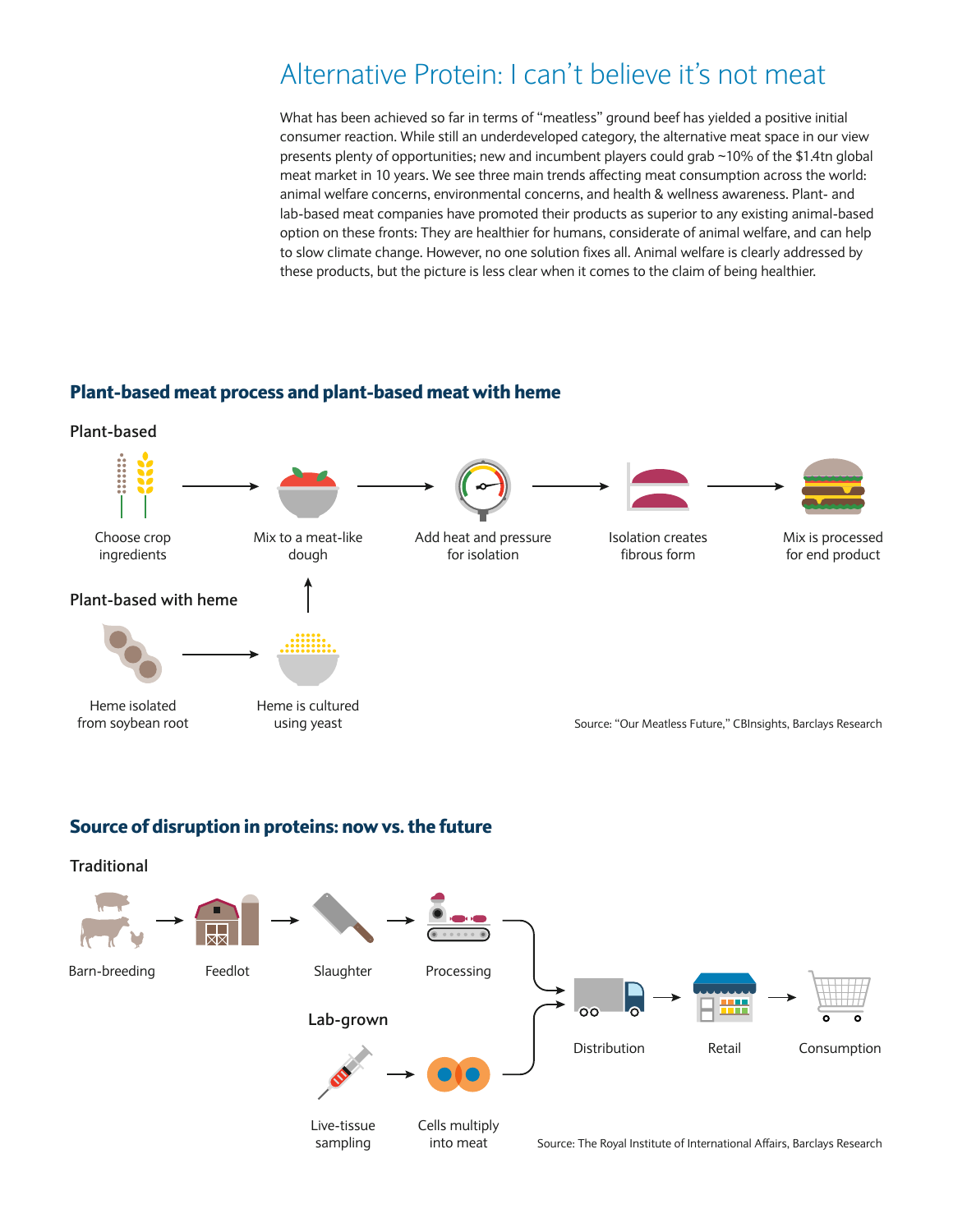# Alternative Protein: I can't believe it's not meat

What has been achieved so far in terms of "meatless" ground beef has yielded a positive initial consumer reaction. While still an underdeveloped category, the alternative meat space in our view presents plenty of opportunities; new and incumbent players could grab ~10% of the $1.4tn global meat market in 10 years. We see three main trends affecting meat consumption across the world: animal welfare concerns, environmental concerns, and health & wellness awareness. Plant- and lab-based meat companies have promoted their products as superior to any existing animal-based option on these fronts: They are healthier for humans, considerate of animal welfare, and can help to slow climate change. However, no one solution fixes all. Animal welfare is clearly addressed by these products, but the picture is less clear when it comes to the claim of being healthier.

## Plant-based meat process and plant-based meat with heme

**Plant-based**

Choose crop ingredients → Mix to a meat-like dough → Add heat and pressure for isolation → Isolation creates fibrous form → Mix is processed for end product

**Plant-based with heme**

Heme isolated from soybean root → Heme is cultured using yeast → (Mix to a meat-like dough)

Source: "Our Meatless Future," CBInsights, Barclays Research

## Source of disruption in proteins: now vs. the future

**Traditional**

Barn-breeding → Feedlot → Slaughter → Processing → Distribution → Retail → Consumption

**Lab-grown**

Live-tissue sampling → Cells multiply into meat → Distribution → Retail → Consumption

Source: The Royal Institute of International Affairs, Barclays Research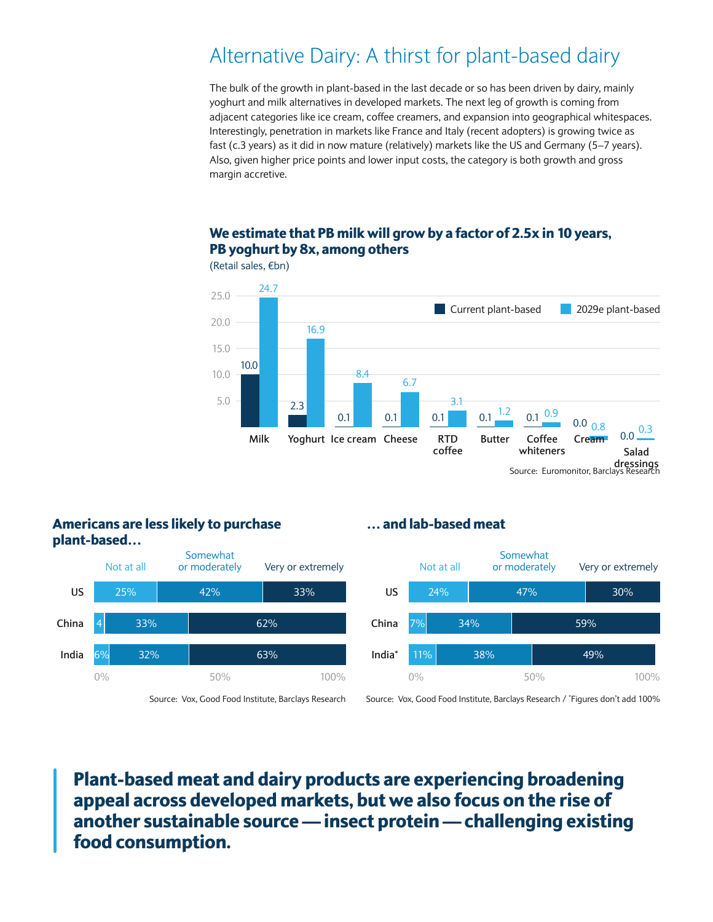# Alternative Dairy: A thirst for plant-based dairy

The bulk of the growth in plant-based in the last decade or so has been driven by dairy, mainly yoghurt and milk alternatives in developed markets. The next leg of growth is coming from adjacent categories like ice cream, coffee creamers, and expansion into geographical whitespaces. Interestingly, penetration in markets like France and Italy (recent adopters) is growing twice as fast (c.3 years) as it did in now mature (relatively) markets like the US and Germany (5–7 years). Also, given higher price points and lower input costs, the category is both growth and gross margin accretive.

**We estimate that PB milk will grow by a factor of 2.5x in 10 years, PB yoghurt by 8x, among others**

(Retail sales, €bn)

| | Current plant-based | 2029e plant-based |
|---|---|---|
| Milk | 10.0 | 24.7 |
| Yoghurt | 2.3 | 16.9 |
| Ice cream | 0.1 | 8.4 |
| Cheese | 0.1 | 6.7 |
| RTD coffee | 0.1 | 3.1 |
| Butter | 0.1 | 1.2 |
| Coffee whiteners | 0.1 | 0.9 |
| Cream | 0.0 | 0.8 |
| Salad dressings | 0.0 | 0.3 |

Source: Euromonitor, Barclays Research

**Americans are less likely to purchase plant-based…**

| | Not at all | Somewhat or moderately | Very or extremely |
|---|---|---|---|
| US | 25% | 42% | 33% |
| China | 4 | 33% | 62% |
| India | 6% | 32% | 63% |

Source: Vox, Good Food Institute, Barclays Research

**… and lab-based meat**

| | Not at all | Somewhat or moderately | Very or extremely |
|---|---|---|---|
| US | 24% | 47% | 30% |
| China | 7% | 34% | 59% |
| India* | 11% | 38% | 49% |

Source: Vox, Good Food Institute, Barclays Research / *Figures don't add 100%

**Plant-based meat and dairy products are experiencing broadening appeal across developed markets, but we also focus on the rise of another sustainable source — insect protein — challenging existing food consumption.**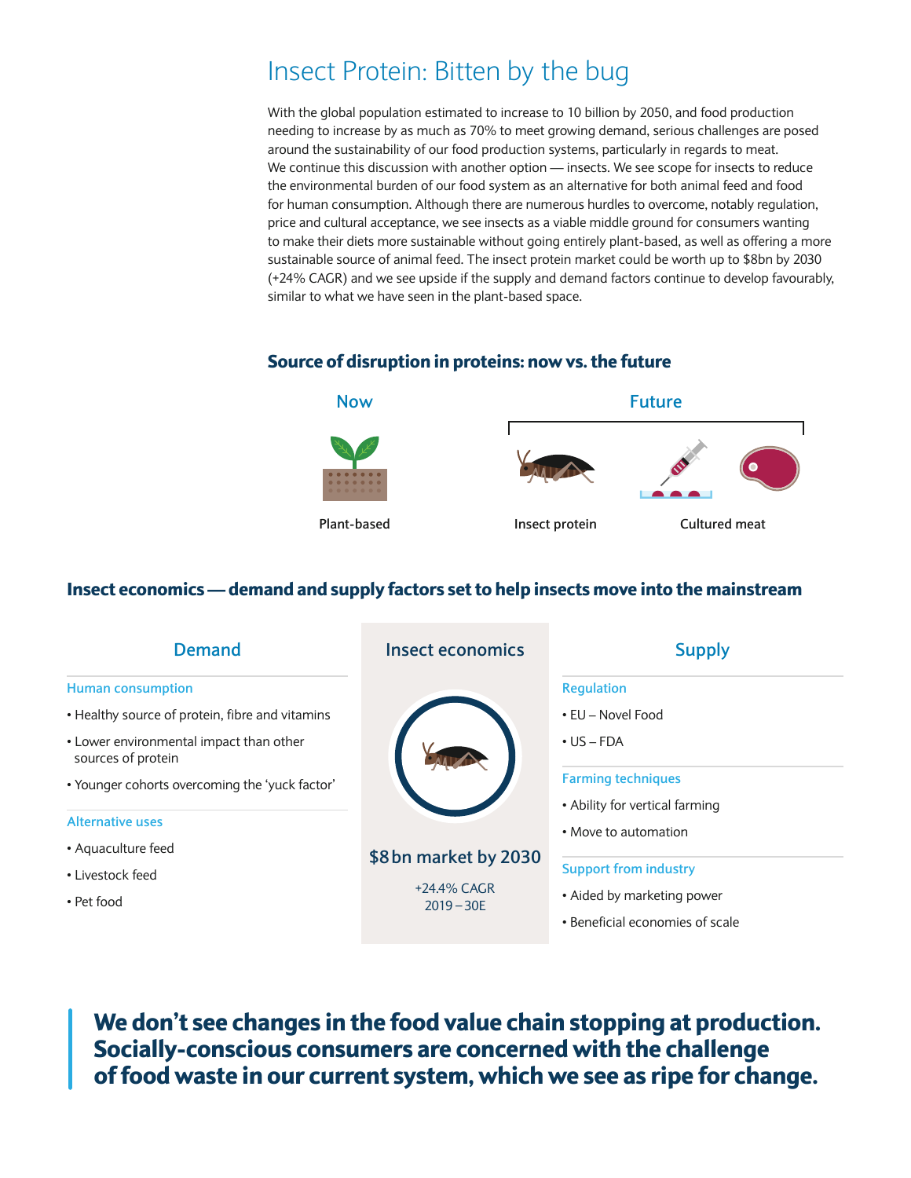# Insect Protein: Bitten by the bug

With the global population estimated to increase to 10 billion by 2050, and food production needing to increase by as much as 70% to meet growing demand, serious challenges are posed around the sustainability of our food production systems, particularly in regards to meat. We continue this discussion with another option — insects. We see scope for insects to reduce the environmental burden of our food system as an alternative for both animal feed and food for human consumption. Although there are numerous hurdles to overcome, notably regulation, price and cultural acceptance, we see insects as a viable middle ground for consumers wanting to make their diets more sustainable without going entirely plant-based, as well as offering a more sustainable source of animal feed. The insect protein market could be worth up to $8bn by 2030 (+24% CAGR) and we see upside if the supply and demand factors continue to develop favourably, similar to what we have seen in the plant-based space.

## Source of disruption in proteins: now vs. the future

**Now**

- Plant-based

**Future**

- Insect protein
- Cultured meat

## Insect economics — demand and supply factors set to help insects move into the mainstream

### Demand

**Human consumption**

- Healthy source of protein, fibre and vitamins
- Lower environmental impact than other sources of protein
- Younger cohorts overcoming the 'yuck factor'

**Alternative uses**

- Aquaculture feed
- Livestock feed
- Pet food

### Insect economics

**$8bn market by 2030**

+24.4% CAGR
2019 – 30E

### Supply

**Regulation**

- EU – Novel Food
- US – FDA

**Farming techniques**

- Ability for vertical farming
- Move to automation

**Support from industry**

- Aided by marketing power
- Beneficial economies of scale

> **We don't see changes in the food value chain stopping at production. Socially-conscious consumers are concerned with the challenge of food waste in our current system, which we see as ripe for change.**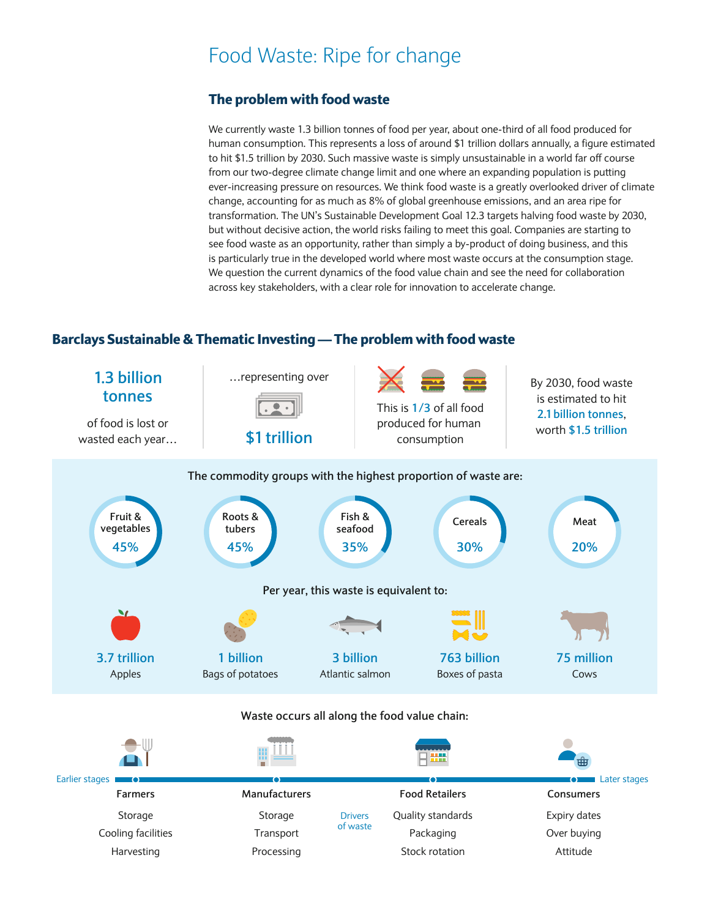# Food Waste: Ripe for change

## The problem with food waste

We currently waste 1.3 billion tonnes of food per year, about one-third of all food produced for human consumption. This represents a loss of around $1 trillion dollars annually, a figure estimated to hit $1.5 trillion by 2030. Such massive waste is simply unsustainable in a world far off course from our two-degree climate change limit and one where an expanding population is putting ever-increasing pressure on resources. We think food waste is a greatly overlooked driver of climate change, accounting for as much as 8% of global greenhouse emissions, and an area ripe for transformation. The UN's Sustainable Development Goal 12.3 targets halving food waste by 2030, but without decisive action, the world risks failing to meet this goal. Companies are starting to see food waste as an opportunity, rather than simply a by-product of doing business, and this is particularly true in the developed world where most waste occurs at the consumption stage. We question the current dynamics of the food value chain and see the need for collaboration across key stakeholders, with a clear role for innovation to accelerate change.

## Barclays Sustainable & Thematic Investing — The problem with food waste

**1.3 billion tonnes** of food is lost or wasted each year…

…representing over **$1 trillion**

This is **1/3** of all food produced for human consumption

By 2030, food waste is estimated to hit **2.1 billion tonnes**, worth **$1.5 trillion**

### The commodity groups with the highest proportion of waste are:

- Fruit & vegetables: 45%
- Roots & tubers: 45%
- Fish & seafood: 35%
- Cereals: 30%
- Meat: 20%

### Per year, this waste is equivalent to:

- **3.7 trillion** Apples
- **1 billion** Bags of potatoes
- **3 billion** Atlantic salmon
- **763 billion** Boxes of pasta
- **75 million** Cows

### Waste occurs all along the food value chain:

Earlier stages → Later stages

Drivers of waste:

| Farmers | Manufacturers | Food Retailers | Consumers |
|---|---|---|---|
| Storage | Storage | Quality standards | Expiry dates |
| Cooling facilities | Transport | Packaging | Over buying |
| Harvesting | Processing | Stock rotation | Attitude |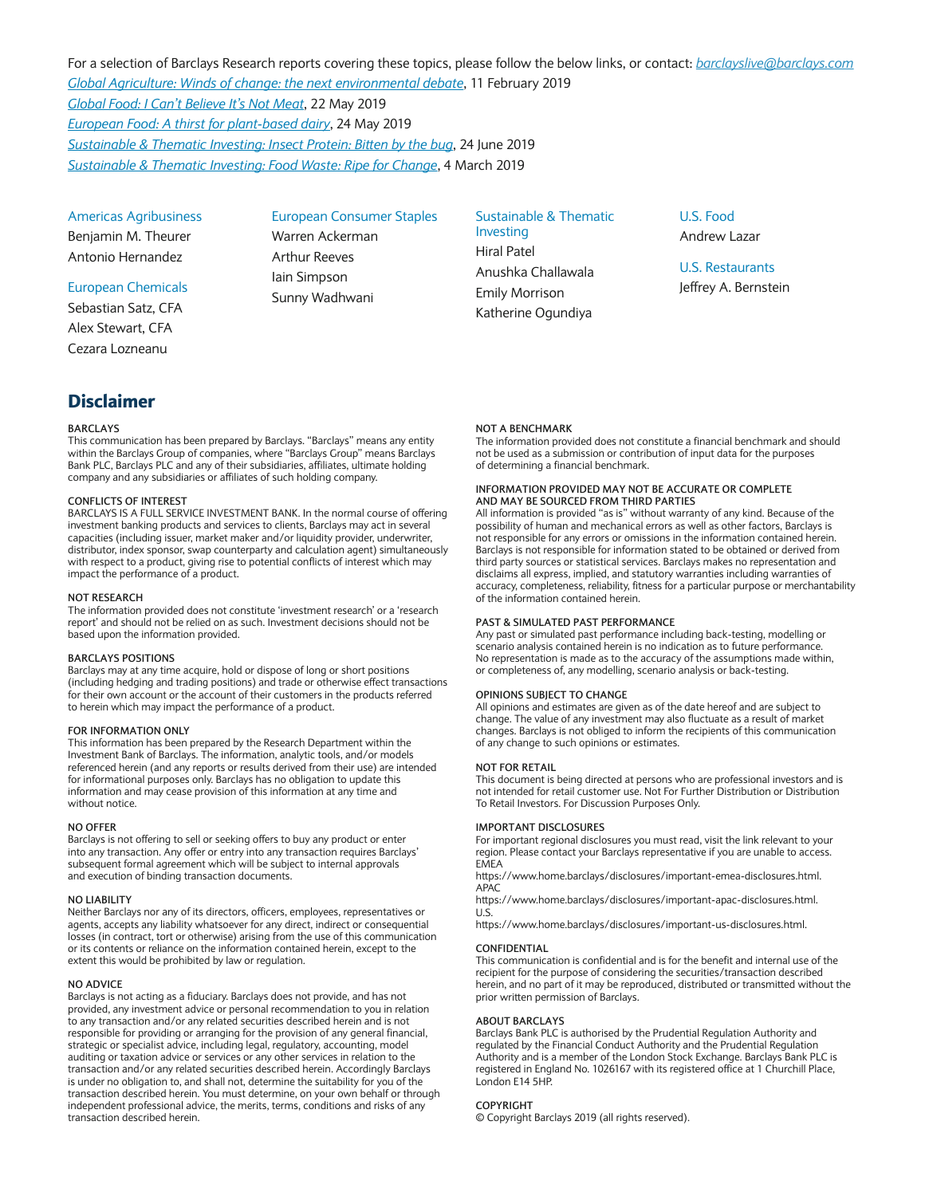For a selection of Barclays Research reports covering these topics, please follow the below links, or contact: *barclayslive@barclays.com*

*Global Agriculture: Winds of change: the next environmental debate*, 11 February 2019

*Global Food: I Can't Believe It's Not Meat*, 22 May 2019

*European Food: A thirst for plant-based dairy*, 24 May 2019

*Sustainable & Thematic Investing: Insect Protein: Bitten by the bug*, 24 June 2019

*Sustainable & Thematic Investing: Food Waste: Ripe for Change*, 4 March 2019

**Americas Agribusiness**
Benjamin M. Theurer
Antonio Hernandez

**European Chemicals**
Sebastian Satz, CFA
Alex Stewart, CFA
Cezara Lozneanu

**European Consumer Staples**
Warren Ackerman
Arthur Reeves
Iain Simpson
Sunny Wadhwani

**Sustainable & Thematic Investing**
Hiral Patel
Anushka Challawala
Emily Morrison
Katherine Ogundiya

**U.S. Food**
Andrew Lazar

**U.S. Restaurants**
Jeffrey A. Bernstein

## Disclaimer

### BARCLAYS

This communication has been prepared by Barclays. "Barclays" means any entity within the Barclays Group of companies, where "Barclays Group" means Barclays Bank PLC, Barclays PLC and any of their subsidiaries, affiliates, ultimate holding company and any subsidiaries or affiliates of such holding company.

### CONFLICTS OF INTEREST

BARCLAYS IS A FULL SERVICE INVESTMENT BANK. In the normal course of offering investment banking products and services to clients, Barclays may act in several capacities (including issuer, market maker and/or liquidity provider, underwriter, distributor, index sponsor, swap counterparty and calculation agent) simultaneously with respect to a product, giving rise to potential conflicts of interest which may impact the performance of a product.

### NOT RESEARCH

The information provided does not constitute 'investment research' or a 'research report' and should not be relied on as such. Investment decisions should not be based upon the information provided.

### BARCLAYS POSITIONS

Barclays may at any time acquire, hold or dispose of long or short positions (including hedging and trading positions) and trade or otherwise effect transactions for their own account or the account of their customers in the products referred to herein which may impact the performance of a product.

### FOR INFORMATION ONLY

This information has been prepared by the Research Department within the Investment Bank of Barclays. The information, analytic tools, and/or models referenced herein (and any reports or results derived from their use) are intended for informational purposes only. Barclays has no obligation to update this information and may cease provision of this information at any time and without notice.

### NO OFFER

Barclays is not offering to sell or seeking offers to buy any product or enter into any transaction. Any offer or entry into any transaction requires Barclays' subsequent formal agreement which will be subject to internal approvals and execution of binding transaction documents.

### NO LIABILITY

Neither Barclays nor any of its directors, officers, employees, representatives or agents, accepts any liability whatsoever for any direct, indirect or consequential losses (in contract, tort or otherwise) arising from the use of this communication or its contents or reliance on the information contained herein, except to the extent this would be prohibited by law or regulation.

### NO ADVICE

Barclays is not acting as a fiduciary. Barclays does not provide, and has not provided, any investment advice or personal recommendation to you in relation to any transaction and/or any related securities described herein and is not responsible for providing or arranging for the provision of any general financial, strategic or specialist advice, including legal, regulatory, accounting, model auditing or taxation advice or services or any other services in relation to the transaction and/or any related securities described herein. Accordingly Barclays is under no obligation to, and shall not, determine the suitability for you of the transaction described herein. You must determine, on your own behalf or through independent professional advice, the merits, terms, conditions and risks of any transaction described herein.

### NOT A BENCHMARK

The information provided does not constitute a financial benchmark and should not be used as a submission or contribution of input data for the purposes of determining a financial benchmark.

### INFORMATION PROVIDED MAY NOT BE ACCURATE OR COMPLETE AND MAY BE SOURCED FROM THIRD PARTIES

All information is provided "as is" without warranty of any kind. Because of the possibility of human and mechanical errors as well as other factors, Barclays is not responsible for any errors or omissions in the information contained herein. Barclays is not responsible for information stated to be obtained or derived from third party sources or statistical services. Barclays makes no representation and disclaims all express, implied, and statutory warranties including warranties of accuracy, completeness, reliability, fitness for a particular purpose or merchantability of the information contained herein.

### PAST & SIMULATED PAST PERFORMANCE

Any past or simulated past performance including back-testing, modelling or scenario analysis contained herein is no indication as to future performance. No representation is made as to the accuracy of the assumptions made within, or completeness of, any modelling, scenario analysis or back-testing.

### OPINIONS SUBJECT TO CHANGE

All opinions and estimates are given as of the date hereof and are subject to change. The value of any investment may also fluctuate as a result of market changes. Barclays is not obliged to inform the recipients of this communication of any change to such opinions or estimates.

### NOT FOR RETAIL

This document is being directed at persons who are professional investors and is not intended for retail customer use. Not For Further Distribution or Distribution To Retail Investors. For Discussion Purposes Only.

### IMPORTANT DISCLOSURES

For important regional disclosures you must read, visit the link relevant to your region. Please contact your Barclays representative if you are unable to access.

EMEA
https://www.home.barclays/disclosures/important-emea-disclosures.html.

APAC
https://www.home.barclays/disclosures/important-apac-disclosures.html.

U.S.
https://www.home.barclays/disclosures/important-us-disclosures.html.

### CONFIDENTIAL

This communication is confidential and is for the benefit and internal use of the recipient for the purpose of considering the securities/transaction described herein, and no part of it may be reproduced, distributed or transmitted without the prior written permission of Barclays.

### ABOUT BARCLAYS

Barclays Bank PLC is authorised by the Prudential Regulation Authority and regulated by the Financial Conduct Authority and the Prudential Regulation Authority and is a member of the London Stock Exchange. Barclays Bank PLC is registered in England No. 1026167 with its registered office at 1 Churchill Place, London E14 5HP.

### COPYRIGHT

© Copyright Barclays 2019 (all rights reserved).